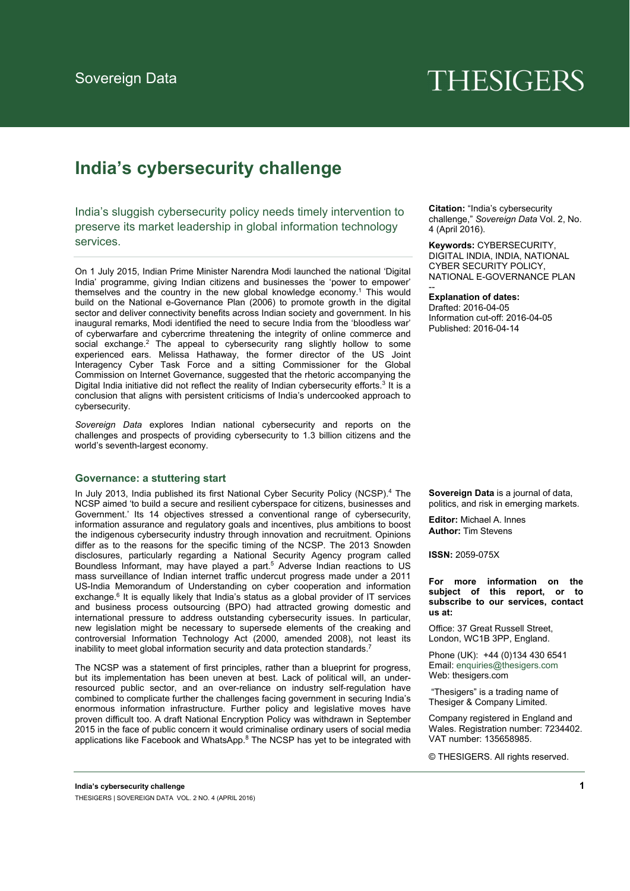Sovereign Data

THESIGERS

# India's cybersecurity challenge

India's sluggish cybersecurity policy needs timely intervention to preserve its market leadership in global information technology services.

On 1 July 2015, Indian Prime Minister Narendra Modi launched the national 'Digital India' programme, giving Indian citizens and businesses the 'power to empower' themselves and the country in the new global knowledge economy.[1] This would build on the National e-Governance Plan (2006) to promote growth in the digital sector and deliver connectivity benefits across Indian society and government. In his inaugural remarks, Modi identified the need to secure India from the 'bloodless war' of cyberwarfare and cybercrime threatening the integrity of online commerce and social exchange.[2] The appeal to cybersecurity rang slightly hollow to some experienced ears. Melissa Hathaway, the former director of the US Joint Interagency Cyber Task Force and a sitting Commissioner for the Global Commission on Internet Governance, suggested that the rhetoric accompanying the Digital India initiative did not reflect the reality of Indian cybersecurity efforts.[3] It is a conclusion that aligns with persistent criticisms of India's undercooked approach to cybersecurity.

*Sovereign Data* explores Indian national cybersecurity and reports on the challenges and prospects of providing cybersecurity to 1.3 billion citizens and the world's seventh-largest economy.

## Governance: a stuttering start

In July 2013, India published its first National Cyber Security Policy (NCSP).[4] The NCSP aimed 'to build a secure and resilient cyberspace for citizens, businesses and Government.' Its 14 objectives stressed a conventional range of cybersecurity, information assurance and regulatory goals and incentives, plus ambitions to boost the indigenous cybersecurity industry through innovation and recruitment. Opinions differ as to the reasons for the specific timing of the NCSP. The 2013 Snowden disclosures, particularly regarding a National Security Agency program called Boundless Informant, may have played a part.[5] Adverse Indian reactions to US mass surveillance of Indian internet traffic undercut progress made under a 2011 US-India Memorandum of Understanding on cyber cooperation and information exchange.[6] It is equally likely that India's status as a global provider of IT services and business process outsourcing (BPO) had attracted growing domestic and international pressure to address outstanding cybersecurity issues. In particular, new legislation might be necessary to supersede elements of the creaking and controversial Information Technology Act (2000, amended 2008), not least its inability to meet global information security and data protection standards.[7]

The NCSP was a statement of first principles, rather than a blueprint for progress, but its implementation has been uneven at best. Lack of political will, an under-resourced public sector, and an over-reliance on industry self-regulation have combined to complicate further the challenges facing government in securing India's enormous information infrastructure. Further policy and legislative moves have proven difficult too. A draft National Encryption Policy was withdrawn in September 2015 in the face of public concern it would criminalise ordinary users of social media applications like Facebook and WhatsApp.[8] The NCSP has yet to be integrated with

**Citation:** "India's cybersecurity challenge," *Sovereign Data* Vol. 2, No. 4 (April 2016).

**Keywords:** CYBERSECURITY, DIGITAL INDIA, INDIA, NATIONAL CYBER SECURITY POLICY, NATIONAL E-GOVERNANCE PLAN

--

**Explanation of dates:**
Drafted: 2016-04-05
Information cut-off: 2016-04-05
Published: 2016-04-14

**Sovereign Data** is a journal of data, politics, and risk in emerging markets.

**Editor:** Michael A. Innes
**Author:** Tim Stevens

**ISSN:** 2059-075X

**For more information on the subject of this report, or to subscribe to our services, contact us at:**

Office: 37 Great Russell Street, London, WC1B 3PP, England.

Phone (UK): +44 (0)134 430 6541
Email: enquiries@thesigers.com
Web: thesigers.com

"Thesigers" is a trading name of Thesiger & Company Limited.

Company registered in England and Wales. Registration number: 7234402. VAT number: 135658985.

© THESIGERS. All rights reserved.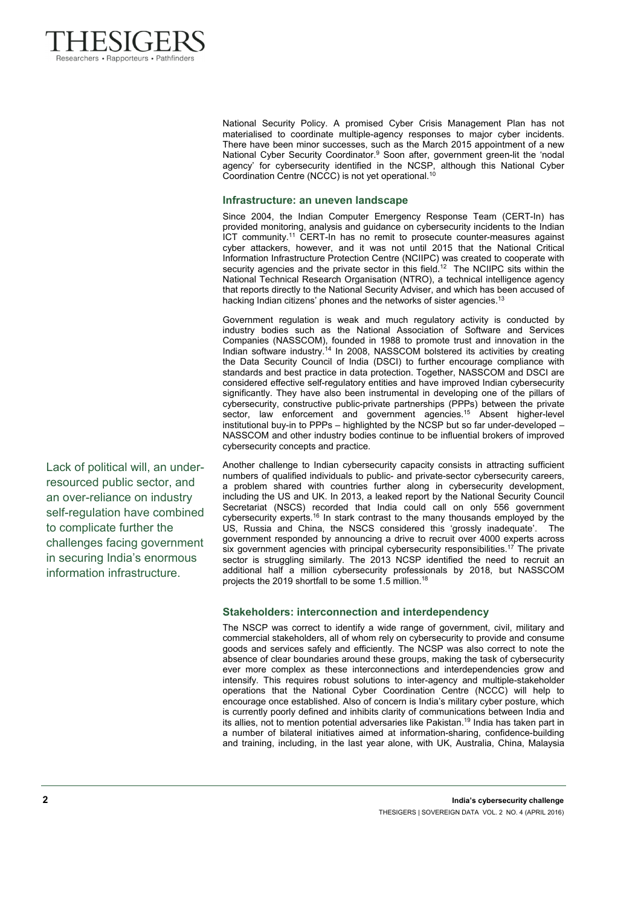National Security Policy. A promised Cyber Crisis Management Plan has not materialised to coordinate multiple-agency responses to major cyber incidents. There have been minor successes, such as the March 2015 appointment of a new National Cyber Security Coordinator.[9] Soon after, government green-lit the 'nodal agency' for cybersecurity identified in the NCSP, although this National Cyber Coordination Centre (NCCC) is not yet operational.[10]

### Infrastructure: an uneven landscape

Since 2004, the Indian Computer Emergency Response Team (CERT-In) has provided monitoring, analysis and guidance on cybersecurity incidents to the Indian ICT community.[11] CERT-In has no remit to prosecute counter-measures against cyber attackers, however, and it was not until 2015 that the National Critical Information Infrastructure Protection Centre (NCIIPC) was created to cooperate with security agencies and the private sector in this field.[12] The NCIIPC sits within the National Technical Research Organisation (NTRO), a technical intelligence agency that reports directly to the National Security Adviser, and which has been accused of hacking Indian citizens' phones and the networks of sister agencies.[13]

Government regulation is weak and much regulatory activity is conducted by industry bodies such as the National Association of Software and Services Companies (NASSCOM), founded in 1988 to promote trust and innovation in the Indian software industry.[14] In 2008, NASSCOM bolstered its activities by creating the Data Security Council of India (DSCI) to further encourage compliance with standards and best practice in data protection. Together, NASSCOM and DSCI are considered effective self-regulatory entities and have improved Indian cybersecurity significantly. They have also been instrumental in developing one of the pillars of cybersecurity, constructive public-private partnerships (PPPs) between the private sector, law enforcement and government agencies.[15] Absent higher-level institutional buy-in to PPPs – highlighted by the NCSP but so far under-developed – NASSCOM and other industry bodies continue to be influential brokers of improved cybersecurity concepts and practice.

> Lack of political will, an under-resourced public sector, and an over-reliance on industry self-regulation have combined to complicate further the challenges facing government in securing India's enormous information infrastructure.

Another challenge to Indian cybersecurity capacity consists in attracting sufficient numbers of qualified individuals to public- and private-sector cybersecurity careers, a problem shared with countries further along in cybersecurity development, including the US and UK. In 2013, a leaked report by the National Security Council Secretariat (NSCS) recorded that India could call on only 556 government cybersecurity experts.[16] In stark contrast to the many thousands employed by the US, Russia and China, the NSCS considered this 'grossly inadequate'. The government responded by announcing a drive to recruit over 4000 experts across six government agencies with principal cybersecurity responsibilities.[17] The private sector is struggling similarly. The 2013 NCSP identified the need to recruit an additional half a million cybersecurity professionals by 2018, but NASSCOM projects the 2019 shortfall to be some 1.5 million.[18]

### Stakeholders: interconnection and interdependency

The NSCP was correct to identify a wide range of government, civil, military and commercial stakeholders, all of whom rely on cybersecurity to provide and consume goods and services safely and efficiently. The NCSP was also correct to note the absence of clear boundaries around these groups, making the task of cybersecurity ever more complex as these interconnections and interdependencies grow and intensify. This requires robust solutions to inter-agency and multiple-stakeholder operations that the National Cyber Coordination Centre (NCCC) will help to encourage once established. Also of concern is India's military cyber posture, which is currently poorly defined and inhibits clarity of communications between India and its allies, not to mention potential adversaries like Pakistan.[19] India has taken part in a number of bilateral initiatives aimed at information-sharing, confidence-building and training, including, in the last year alone, with UK, Australia, China, Malaysia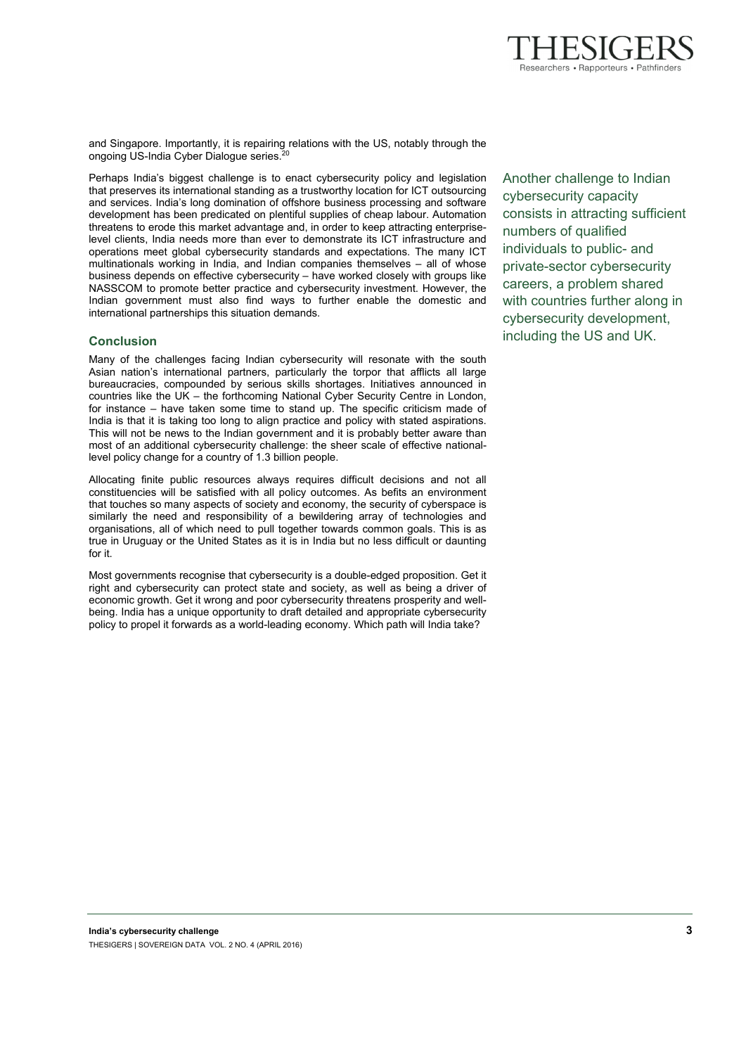and Singapore. Importantly, it is repairing relations with the US, notably through the ongoing US-India Cyber Dialogue series.[20]

Perhaps India's biggest challenge is to enact cybersecurity policy and legislation that preserves its international standing as a trustworthy location for ICT outsourcing and services. India's long domination of offshore business processing and software development has been predicated on plentiful supplies of cheap labour. Automation threatens to erode this market advantage and, in order to keep attracting enterprise-level clients, India needs more than ever to demonstrate its ICT infrastructure and operations meet global cybersecurity standards and expectations. The many ICT multinationals working in India, and Indian companies themselves – all of whose business depends on effective cybersecurity – have worked closely with groups like NASSCOM to promote better practice and cybersecurity investment. However, the Indian government must also find ways to further enable the domestic and international partnerships this situation demands.

> Another challenge to Indian cybersecurity capacity consists in attracting sufficient numbers of qualified individuals to public- and private-sector cybersecurity careers, a problem shared with countries further along in cybersecurity development, including the US and UK.

## Conclusion

Many of the challenges facing Indian cybersecurity will resonate with the south Asian nation's international partners, particularly the torpor that afflicts all large bureaucracies, compounded by serious skills shortages. Initiatives announced in countries like the UK – the forthcoming National Cyber Security Centre in London, for instance – have taken some time to stand up. The specific criticism made of India is that it is taking too long to align practice and policy with stated aspirations. This will not be news to the Indian government and it is probably better aware than most of an additional cybersecurity challenge: the sheer scale of effective national-level policy change for a country of 1.3 billion people.

Allocating finite public resources always requires difficult decisions and not all constituencies will be satisfied with all policy outcomes. As befits an environment that touches so many aspects of society and economy, the security of cyberspace is similarly the need and responsibility of a bewildering array of technologies and organisations, all of which need to pull together towards common goals. This is as true in Uruguay or the United States as it is in India but no less difficult or daunting for it.

Most governments recognise that cybersecurity is a double-edged proposition. Get it right and cybersecurity can protect state and society, as well as being a driver of economic growth. Get it wrong and poor cybersecurity threatens prosperity and well-being. India has a unique opportunity to draft detailed and appropriate cybersecurity policy to propel it forwards as a world-leading economy. Which path will India take?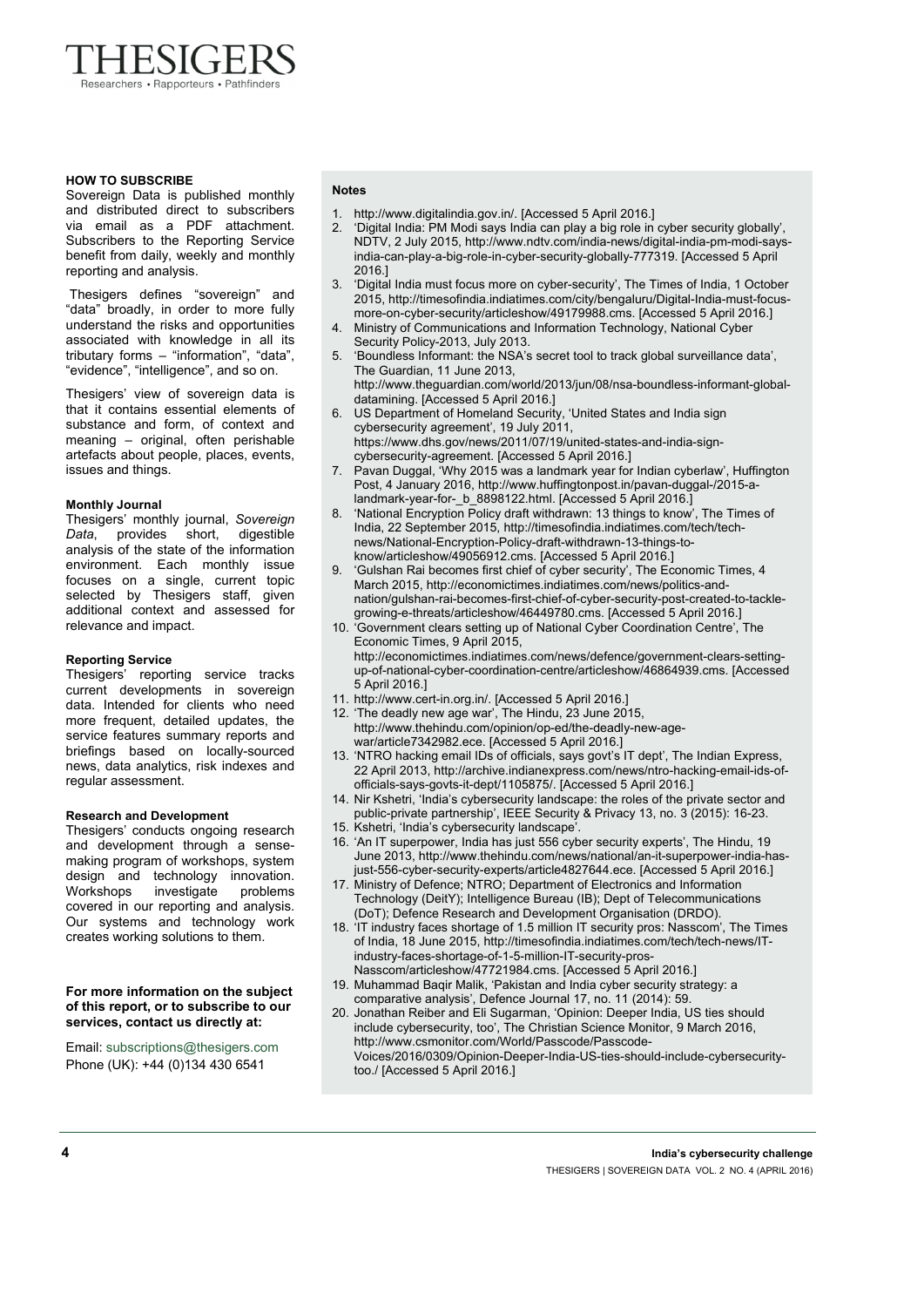### HOW TO SUBSCRIBE

Sovereign Data is published monthly and distributed direct to subscribers via email as a PDF attachment. Subscribers to the Reporting Service benefit from daily, weekly and monthly reporting and analysis.

Thesigers defines "sovereign" and "data" broadly, in order to more fully understand the risks and opportunities associated with knowledge in all its tributary forms – "information", "data", "evidence", "intelligence", and so on.

Thesigers' view of sovereign data is that it contains essential elements of substance and form, of context and meaning – original, often perishable artefacts about people, places, events, issues and things.

#### Monthly Journal

Thesigers' monthly journal, *Sovereign Data*, provides short, digestible analysis of the state of the information environment. Each monthly issue focuses on a single, current topic selected by Thesigers staff, given additional context and assessed for relevance and impact.

#### Reporting Service

Thesigers' reporting service tracks current developments in sovereign data. Intended for clients who need more frequent, detailed updates, the service features summary reports and briefings based on locally-sourced news, data analytics, risk indexes and regular assessment.

#### Research and Development

Thesigers' conducts ongoing research and development through a sense-making program of workshops, system design and technology innovation. Workshops investigate problems covered in our reporting and analysis. Our systems and technology work creates working solutions to them.

**For more information on the subject of this report, or to subscribe to our services, contact us directly at:**

Email: subscriptions@thesigers.com
Phone (UK): +44 (0)134 430 6541

#### Notes

1. http://www.digitalindia.gov.in/. [Accessed 5 April 2016.]
2. 'Digital India: PM Modi says India can play a big role in cyber security globally', NDTV, 2 July 2015, http://www.ndtv.com/india-news/digital-india-pm-modi-says-india-can-play-a-big-role-in-cyber-security-globally-777319. [Accessed 5 April 2016.]
3. 'Digital India must focus more on cyber-security', The Times of India, 1 October 2015, http://timesofindia.indiatimes.com/city/bengaluru/Digital-India-must-focus-more-on-cyber-security/articleshow/49179988.cms. [Accessed 5 April 2016.]
4. Ministry of Communications and Information Technology, National Cyber Security Policy-2013, July 2013.
5. 'Boundless Informant: the NSA's secret tool to track global surveillance data', The Guardian, 11 June 2013, http://www.theguardian.com/world/2013/jun/08/nsa-boundless-informant-global-datamining. [Accessed 5 April 2016.]
6. US Department of Homeland Security, 'United States and India sign cybersecurity agreement', 19 July 2011, https://www.dhs.gov/news/2011/07/19/united-states-and-india-sign-cybersecurity-agreement. [Accessed 5 April 2016.]
7. Pavan Duggal, 'Why 2015 was a landmark year for Indian cyberlaw', Huffington Post, 4 January 2016, http://www.huffingtonpost.in/pavan-duggal-/2015-a-landmark-year-for-_b_8898122.html. [Accessed 5 April 2016.]
8. 'National Encryption Policy draft withdrawn: 13 things to know', The Times of India, 22 September 2015, http://timesofindia.indiatimes.com/tech/tech-news/National-Encryption-Policy-draft-withdrawn-13-things-to-know/articleshow/49056912.cms. [Accessed 5 April 2016.]
9. 'Gulshan Rai becomes first chief of cyber security', The Economic Times, 4 March 2015, http://economictimes.indiatimes.com/news/politics-and-nation/gulshan-rai-becomes-first-chief-of-cyber-security-post-created-to-tackle-growing-e-threats/articleshow/46449780.cms. [Accessed 5 April 2016.]
10. 'Government clears setting up of National Cyber Coordination Centre', The Economic Times, 9 April 2015, http://economictimes.indiatimes.com/news/defence/government-clears-setting-up-of-national-cyber-coordination-centre/articleshow/46864939.cms. [Accessed 5 April 2016.]
11. http://www.cert-in.org.in/. [Accessed 5 April 2016.]
12. 'The deadly new age war', The Hindu, 23 June 2015, http://www.thehindu.com/opinion/op-ed/the-deadly-new-age-war/article7342982.ece. [Accessed 5 April 2016.]
13. 'NTRO hacking email IDs of officials, says govt's IT dept', The Indian Express, 22 April 2013, http://archive.indianexpress.com/news/ntro-hacking-email-ids-of-officials-says-govts-it-dept/1105875/. [Accessed 5 April 2016.]
14. Nir Kshetri, 'India's cybersecurity landscape: the roles of the private sector and public-private partnership', IEEE Security & Privacy 13, no. 3 (2015): 16-23.
15. Kshetri, 'India's cybersecurity landscape'.
16. 'An IT superpower, India has just 556 cyber security experts', The Hindu, 19 June 2013, http://www.thehindu.com/news/national/an-it-superpower-india-has-just-556-cyber-security-experts/article4827644.ece. [Accessed 5 April 2016.]
17. Ministry of Defence; NTRO; Department of Electronics and Information Technology (DeitY); Intelligence Bureau (IB); Dept of Telecommunications (DoT); Defence Research and Development Organisation (DRDO).
18. 'IT industry faces shortage of 1.5 million IT security pros: Nasscom', The Times of India, 18 June 2015, http://timesofindia.indiatimes.com/tech/tech-news/IT-industry-faces-shortage-of-1-5-million-IT-security-pros-Nasscom/articleshow/47721984.cms. [Accessed 5 April 2016.]
19. Muhammad Baqir Malik, 'Pakistan and India cyber security strategy: a comparative analysis', Defence Journal 17, no. 11 (2014): 59.
20. Jonathan Reiber and Eli Sugarman, 'Opinion: Deeper India, US ties should include cybersecurity, too', The Christian Science Monitor, 9 March 2016, http://www.csmonitor.com/World/Passcode/Passcode-Voices/2016/0309/Opinion-Deeper-India-US-ties-should-include-cybersecurity-too./ [Accessed 5 April 2016.]